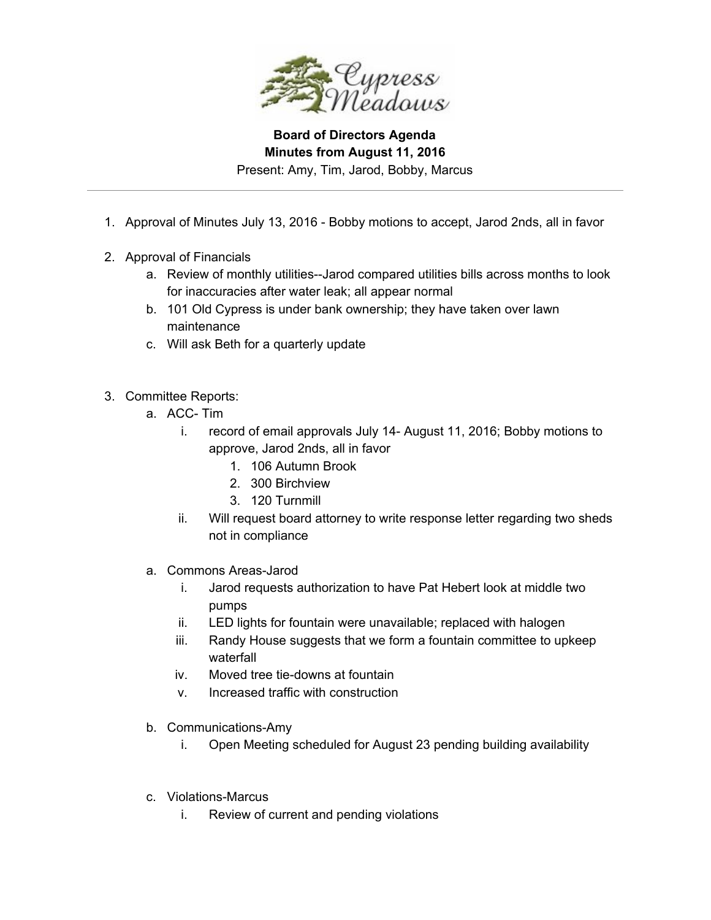**Board of Directors Agenda**
**Minutes from August 11, 2016**
Present: Amy, Tim, Jarod, Bobby, Marcus

---

1. Approval of Minutes July 13, 2016 - Bobby motions to accept, Jarod 2nds, all in favor

2. Approval of Financials
   a. Review of monthly utilities--Jarod compared utilities bills across months to look for inaccuracies after water leak; all appear normal
   b. 101 Old Cypress is under bank ownership; they have taken over lawn maintenance
   c. Will ask Beth for a quarterly update

3. Committee Reports:
   a. ACC- Tim
      i. record of email approvals July 14- August 11, 2016; Bobby motions to approve, Jarod 2nds, all in favor
         1. 106 Autumn Brook
         2. 300 Birchview
         3. 120 Turnmill
      ii. Will request board attorney to write response letter regarding two sheds not in compliance

   a. Commons Areas-Jarod
      i. Jarod requests authorization to have Pat Hebert look at middle two pumps
      ii. LED lights for fountain were unavailable; replaced with halogen
      iii. Randy House suggests that we form a fountain committee to upkeep waterfall
      iv. Moved tree tie-downs at fountain
      v. Increased traffic with construction

   b. Communications-Amy
      i. Open Meeting scheduled for August 23 pending building availability

   c. Violations-Marcus
      i. Review of current and pending violations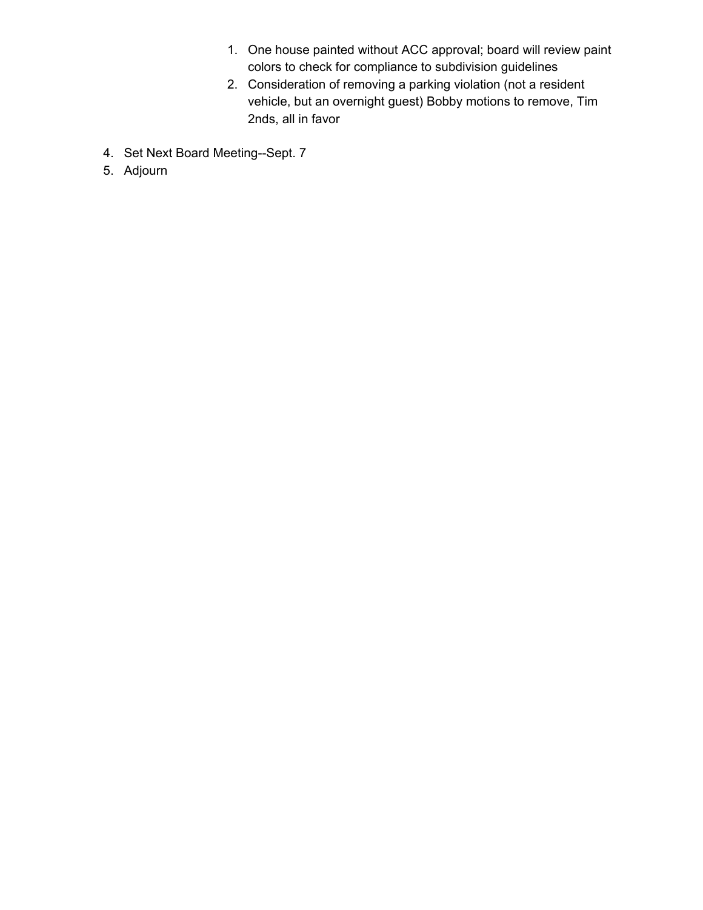1. One house painted without ACC approval; board will review paint colors to check for compliance to subdivision guidelines
   2. Consideration of removing a parking violation (not a resident vehicle, but an overnight guest) Bobby motions to remove, Tim 2nds, all in favor

4. Set Next Board Meeting--Sept. 7
5. Adjourn